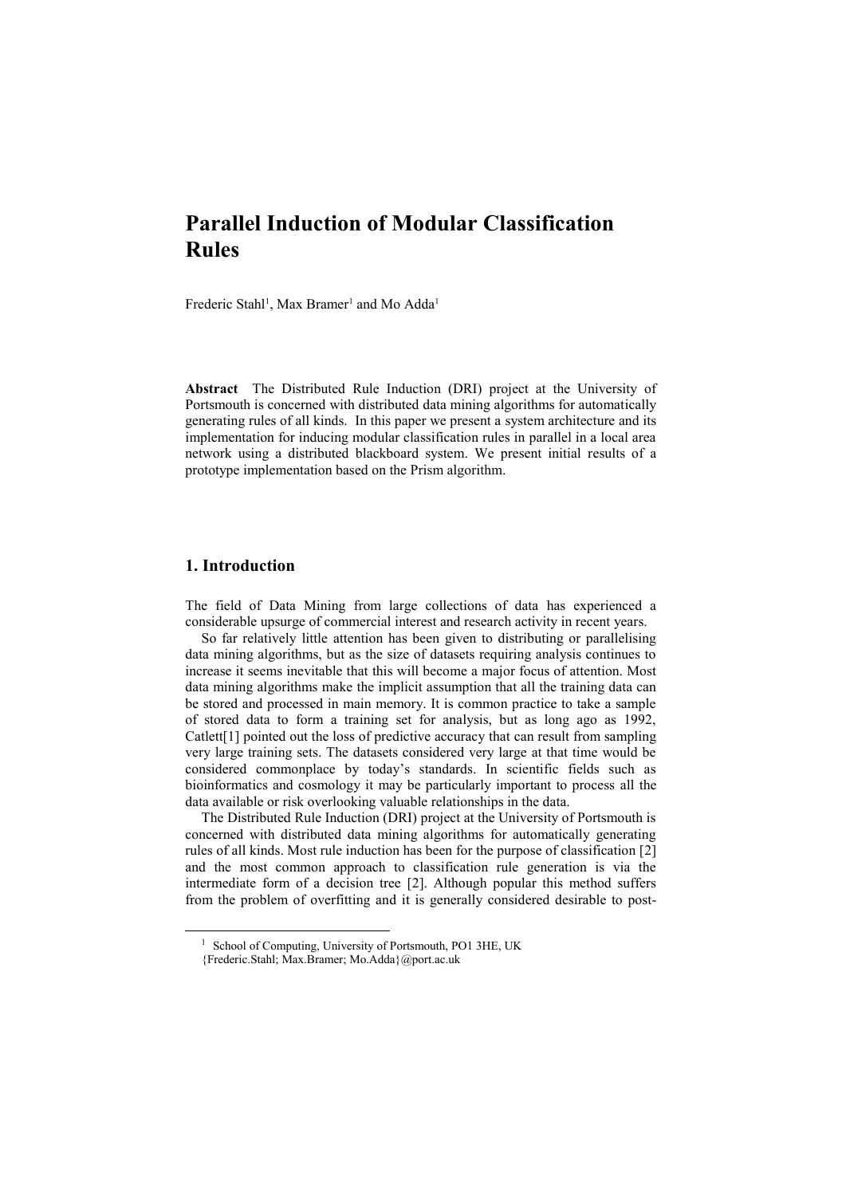# Parallel Induction of Modular Classification Rules

Frederic Stahl[1], Max Bramer[1] and Mo Adda[1]

**Abstract** The Distributed Rule Induction (DRI) project at the University of Portsmouth is concerned with distributed data mining algorithms for automatically generating rules of all kinds. In this paper we present a system architecture and its implementation for inducing modular classification rules in parallel in a local area network using a distributed blackboard system. We present initial results of a prototype implementation based on the Prism algorithm.

## 1. Introduction

The field of Data Mining from large collections of data has experienced a considerable upsurge of commercial interest and research activity in recent years.

So far relatively little attention has been given to distributing or parallelising data mining algorithms, but as the size of datasets requiring analysis continues to increase it seems inevitable that this will become a major focus of attention. Most data mining algorithms make the implicit assumption that all the training data can be stored and processed in main memory. It is common practice to take a sample of stored data to form a training set for analysis, but as long ago as 1992, Catlett[1] pointed out the loss of predictive accuracy that can result from sampling very large training sets. The datasets considered very large at that time would be considered commonplace by today's standards. In scientific fields such as bioinformatics and cosmology it may be particularly important to process all the data available or risk overlooking valuable relationships in the data.

The Distributed Rule Induction (DRI) project at the University of Portsmouth is concerned with distributed data mining algorithms for automatically generating rules of all kinds. Most rule induction has been for the purpose of classification [2] and the most common approach to classification rule generation is via the intermediate form of a decision tree [2]. Although popular this method suffers from the problem of overfitting and it is generally considered desirable to post-

---

[1] School of Computing, University of Portsmouth, PO1 3HE, UK
{Frederic.Stahl; Max.Bramer; Mo.Adda}@port.ac.uk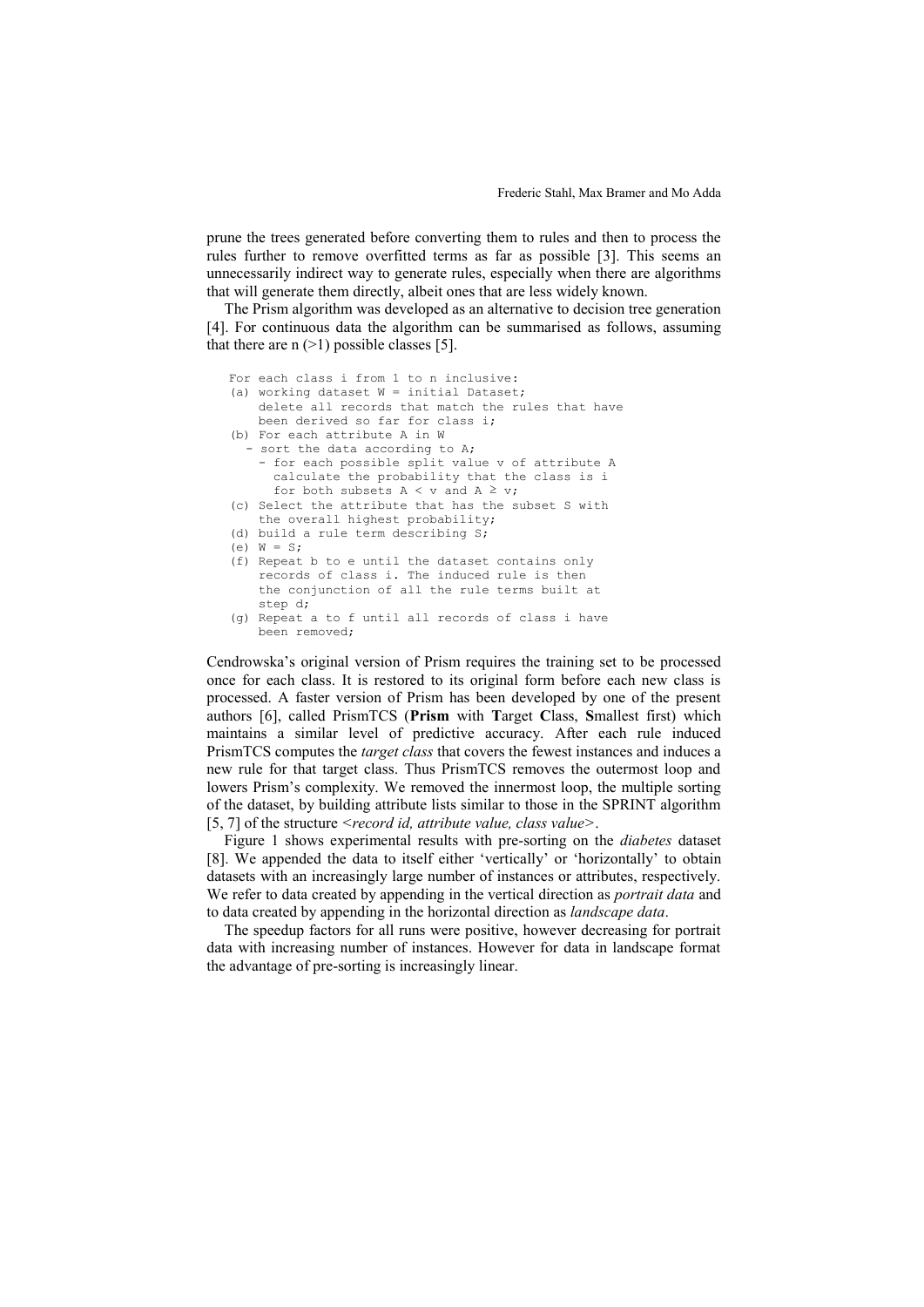prune the trees generated before converting them to rules and then to process the rules further to remove overfitted terms as far as possible [3]. This seems an unnecessarily indirect way to generate rules, especially when there are algorithms that will generate them directly, albeit ones that are less widely known.

The Prism algorithm was developed as an alternative to decision tree generation [4]. For continuous data the algorithm can be summarised as follows, assuming that there are n (>1) possible classes [5].

```
For each class i from 1 to n inclusive:
(a) working dataset W = initial Dataset;
    delete all records that match the rules that have
    been derived so far for class i;
(b) For each attribute A in W
  - sort the data according to A;
    - for each possible split value v of attribute A
      calculate the probability that the class is i
      for both subsets A < v and A ≥ v;
(c) Select the attribute that has the subset S with
    the overall highest probability;
(d) build a rule term describing S;
(e) W = S;
(f) Repeat b to e until the dataset contains only
    records of class i. The induced rule is then
    the conjunction of all the rule terms built at
    step d;
(g) Repeat a to f until all records of class i have
    been removed;
```

Cendrowska's original version of Prism requires the training set to be processed once for each class. It is restored to its original form before each new class is processed. A faster version of Prism has been developed by one of the present authors [6], called PrismTCS (**Prism** with **T**arget **C**lass, **S**mallest first) which maintains a similar level of predictive accuracy. After each rule induced PrismTCS computes the *target class* that covers the fewest instances and induces a new rule for that target class. Thus PrismTCS removes the outermost loop and lowers Prism's complexity. We removed the innermost loop, the multiple sorting of the dataset, by building attribute lists similar to those in the SPRINT algorithm [5, 7] of the structure <*record id, attribute value, class value*>.

Figure 1 shows experimental results with pre-sorting on the *diabetes* dataset [8]. We appended the data to itself either 'vertically' or 'horizontally' to obtain datasets with an increasingly large number of instances or attributes, respectively. We refer to data created by appending in the vertical direction as *portrait data* and to data created by appending in the horizontal direction as *landscape data*.

The speedup factors for all runs were positive, however decreasing for portrait data with increasing number of instances. However for data in landscape format the advantage of pre-sorting is increasingly linear.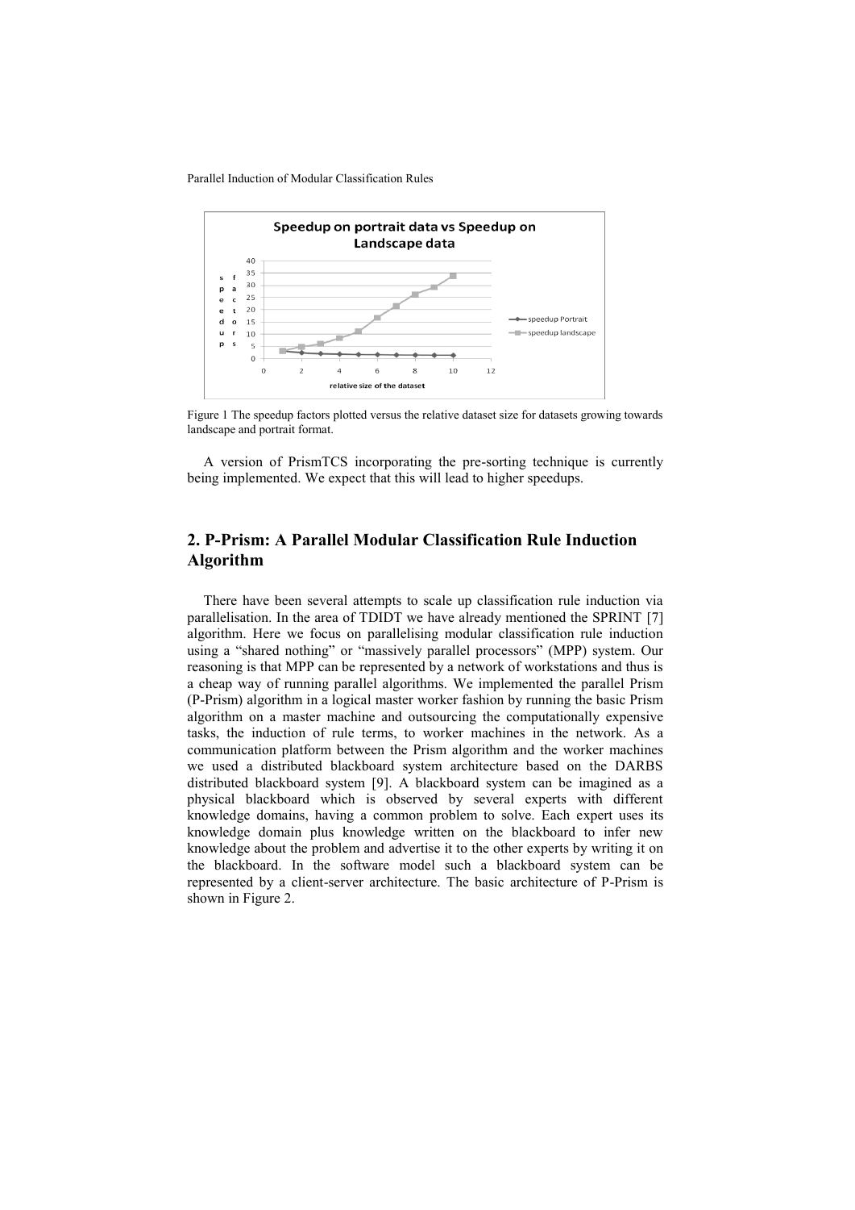Figure 1 The speedup factors plotted versus the relative dataset size for datasets growing towards landscape and portrait format.

A version of PrismTCS incorporating the pre-sorting technique is currently being implemented. We expect that this will lead to higher speedups.

## 2. P-Prism: A Parallel Modular Classification Rule Induction Algorithm

There have been several attempts to scale up classification rule induction via parallelisation. In the area of TDIDT we have already mentioned the SPRINT [7] algorithm. Here we focus on parallelising modular classification rule induction using a "shared nothing" or "massively parallel processors" (MPP) system. Our reasoning is that MPP can be represented by a network of workstations and thus is a cheap way of running parallel algorithms. We implemented the parallel Prism (P-Prism) algorithm in a logical master worker fashion by running the basic Prism algorithm on a master machine and outsourcing the computationally expensive tasks, the induction of rule terms, to worker machines in the network. As a communication platform between the Prism algorithm and the worker machines we used a distributed blackboard system architecture based on the DARBS distributed blackboard system [9]. A blackboard system can be imagined as a physical blackboard which is observed by several experts with different knowledge domains, having a common problem to solve. Each expert uses its knowledge domain plus knowledge written on the blackboard to infer new knowledge about the problem and advertise it to the other experts by writing it on the blackboard. In the software model such a blackboard system can be represented by a client-server architecture. The basic architecture of P-Prism is shown in Figure 2.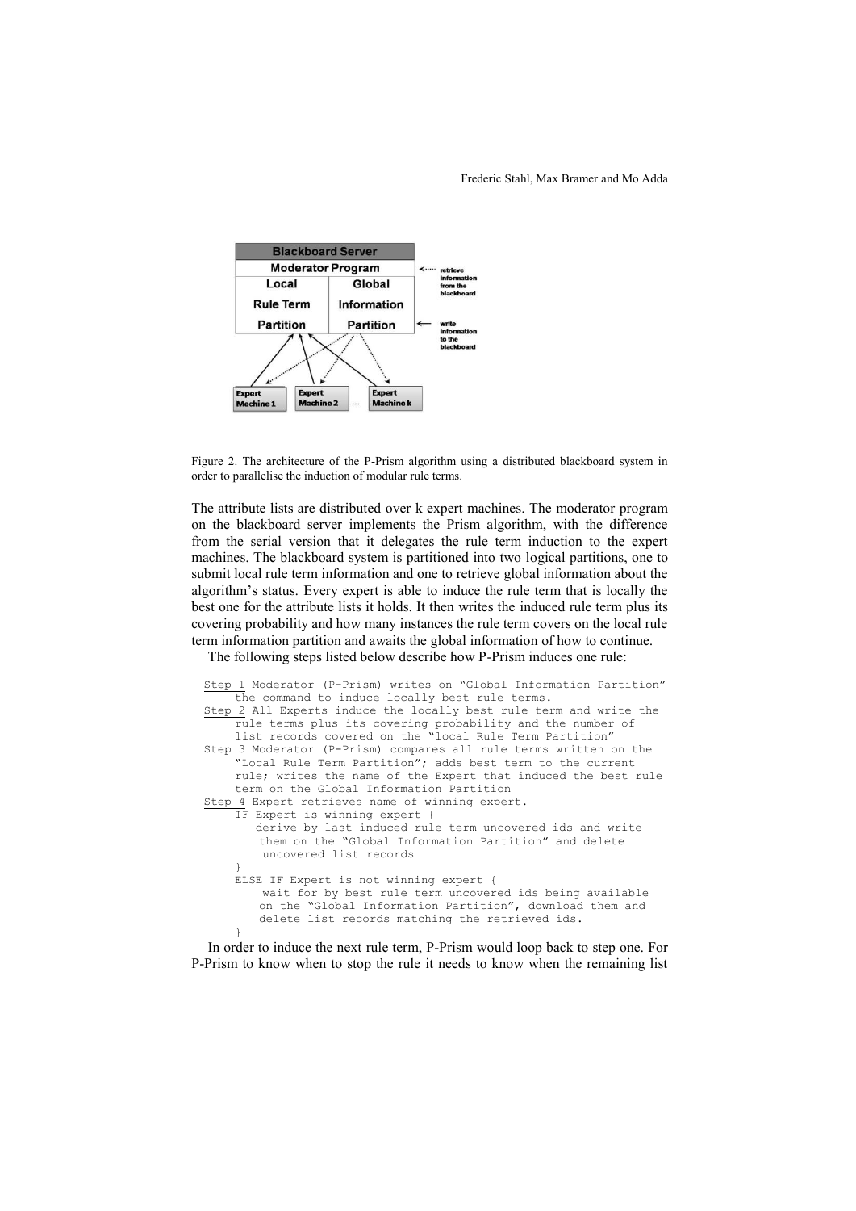Blackboard Server

Moderator Program

Local Rule Term Partition

Global Information Partition

retrieve information from the blackboard

write information to the blackboard

Expert Machine 1

Expert Machine 2

...

Expert Machine k

Figure 2. The architecture of the P-Prism algorithm using a distributed blackboard system in order to parallelise the induction of modular rule terms.

The attribute lists are distributed over k expert machines. The moderator program on the blackboard server implements the Prism algorithm, with the difference from the serial version that it delegates the rule term induction to the expert machines. The blackboard system is partitioned into two logical partitions, one to submit local rule term information and one to retrieve global information about the algorithm's status. Every expert is able to induce the rule term that is locally the best one for the attribute lists it holds. It then writes the induced rule term plus its covering probability and how many instances the rule term covers on the local rule term information partition and awaits the global information of how to continue.

The following steps listed below describe how P-Prism induces one rule:

```
Step 1 Moderator (P-Prism) writes on "Global Information Partition"
    the command to induce locally best rule terms.
Step 2 All Experts induce the locally best rule term and write the
    rule terms plus its covering probability and the number of
    list records covered on the "local Rule Term Partition"
Step 3 Moderator (P-Prism) compares all rule terms written on the
    "Local Rule Term Partition"; adds best term to the current
    rule; writes the name of the Expert that induced the best rule
    term on the Global Information Partition
Step 4 Expert retrieves name of winning expert.
    IF Expert is winning expert {
       derive by last induced rule term uncovered ids and write
        them on the "Global Information Partition" and delete
         uncovered list records
    }
    ELSE IF Expert is not winning expert {
        wait for by best rule term uncovered ids being available
        on the "Global Information Partition", download them and
        delete list records matching the retrieved ids.
    }
```

In order to induce the next rule term, P-Prism would loop back to step one. For P-Prism to know when to stop the rule it needs to know when the remaining list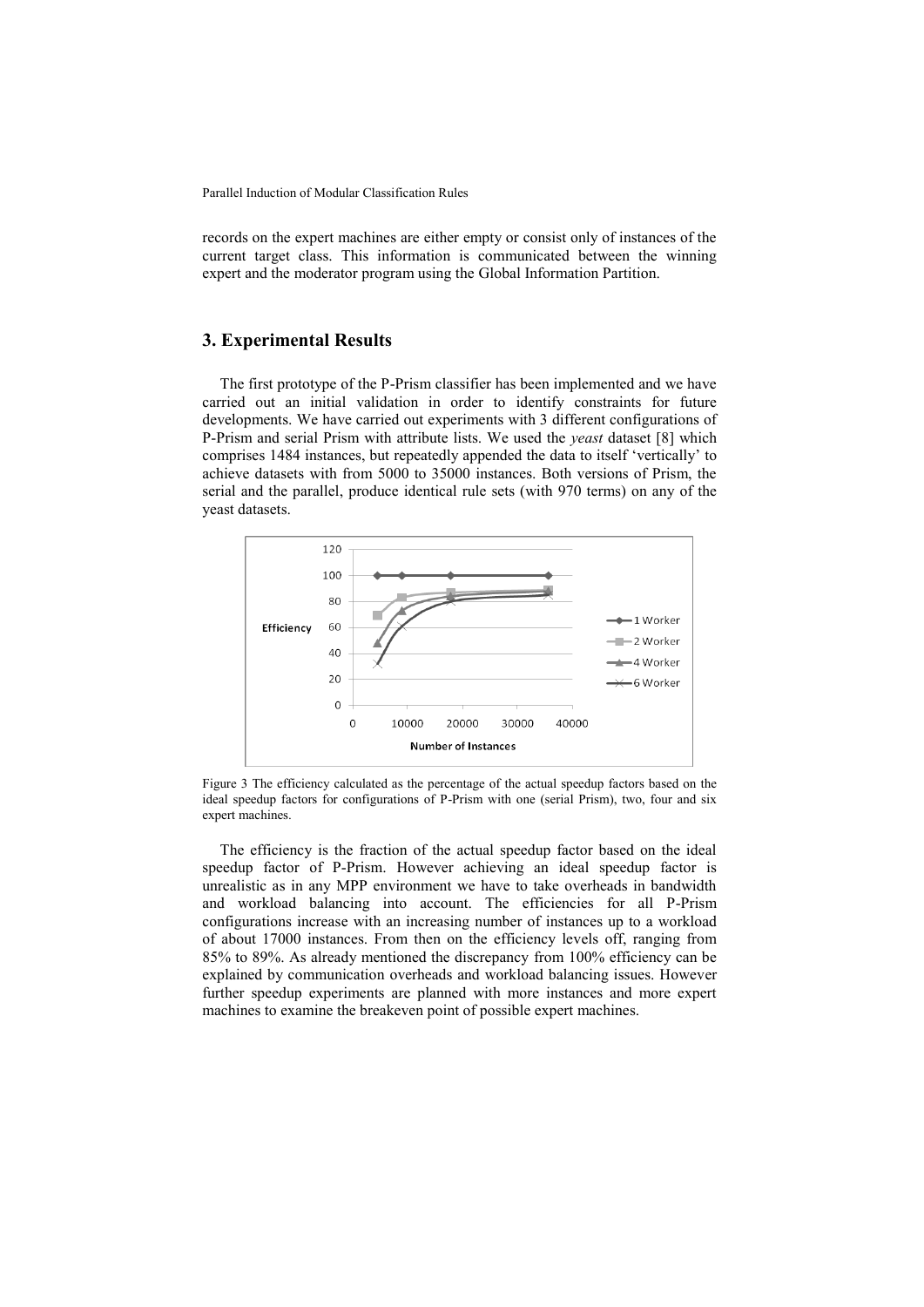records on the expert machines are either empty or consist only of instances of the current target class. This information is communicated between the winning expert and the moderator program using the Global Information Partition.

## 3. Experimental Results

The first prototype of the P-Prism classifier has been implemented and we have carried out an initial validation in order to identify constraints for future developments. We have carried out experiments with 3 different configurations of P-Prism and serial Prism with attribute lists. We used the *yeast* dataset [8] which comprises 1484 instances, but repeatedly appended the data to itself 'vertically' to achieve datasets with from 5000 to 35000 instances. Both versions of Prism, the serial and the parallel, produce identical rule sets (with 970 terms) on any of the yeast datasets.

Figure 3 The efficiency calculated as the percentage of the actual speedup factors based on the ideal speedup factors for configurations of P-Prism with one (serial Prism), two, four and six expert machines.

The efficiency is the fraction of the actual speedup factor based on the ideal speedup factor of P-Prism. However achieving an ideal speedup factor is unrealistic as in any MPP environment we have to take overheads in bandwidth and workload balancing into account. The efficiencies for all P-Prism configurations increase with an increasing number of instances up to a workload of about 17000 instances. From then on the efficiency levels off, ranging from 85% to 89%. As already mentioned the discrepancy from 100% efficiency can be explained by communication overheads and workload balancing issues. However further speedup experiments are planned with more instances and more expert machines to examine the breakeven point of possible expert machines.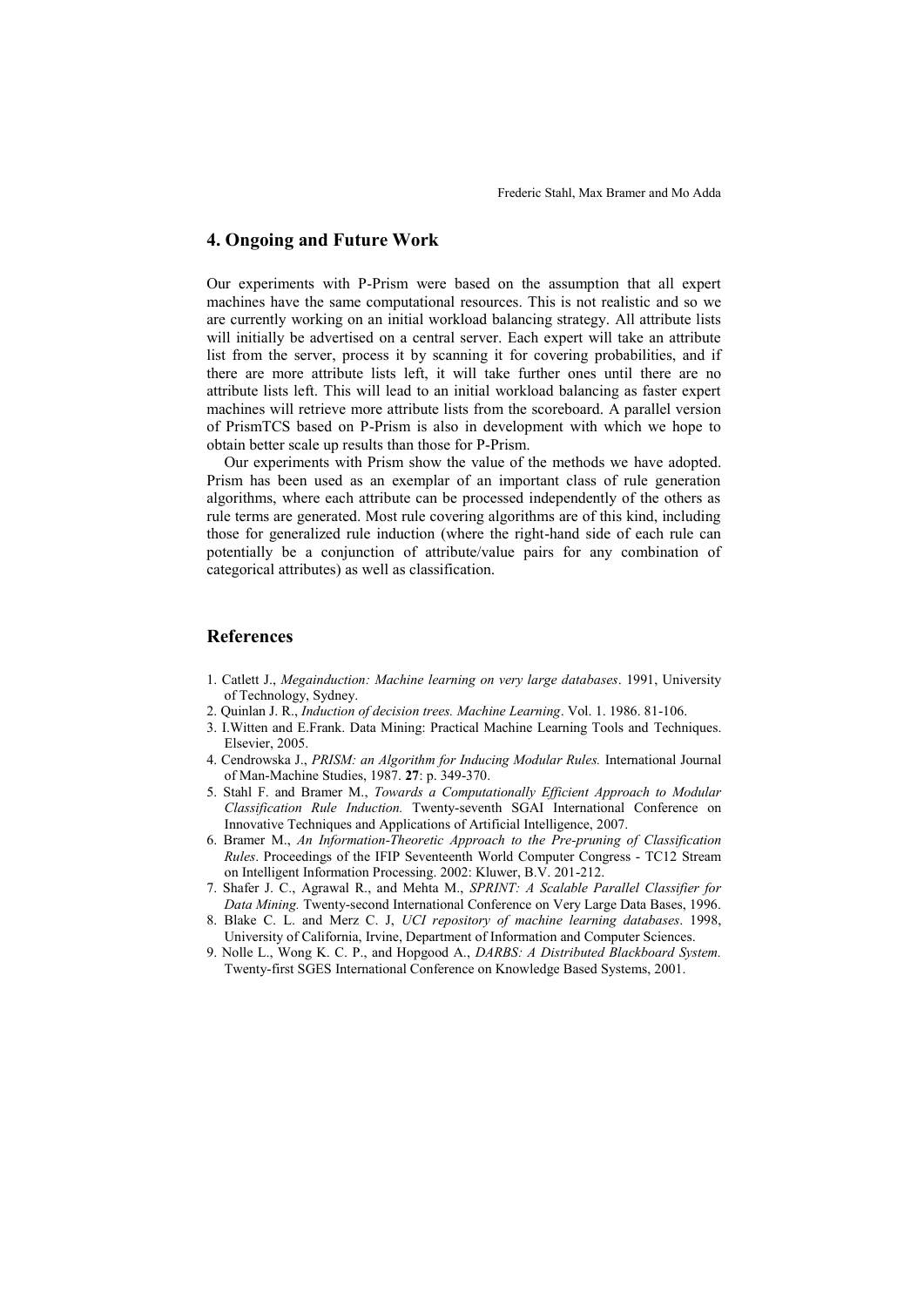## 4. Ongoing and Future Work

Our experiments with P-Prism were based on the assumption that all expert machines have the same computational resources. This is not realistic and so we are currently working on an initial workload balancing strategy. All attribute lists will initially be advertised on a central server. Each expert will take an attribute list from the server, process it by scanning it for covering probabilities, and if there are more attribute lists left, it will take further ones until there are no attribute lists left. This will lead to an initial workload balancing as faster expert machines will retrieve more attribute lists from the scoreboard. A parallel version of PrismTCS based on P-Prism is also in development with which we hope to obtain better scale up results than those for P-Prism.

Our experiments with Prism show the value of the methods we have adopted. Prism has been used as an exemplar of an important class of rule generation algorithms, where each attribute can be processed independently of the others as rule terms are generated. Most rule covering algorithms are of this kind, including those for generalized rule induction (where the right-hand side of each rule can potentially be a conjunction of attribute/value pairs for any combination of categorical attributes) as well as classification.

## References

1. Catlett J., *Megainduction: Machine learning on very large databases*. 1991, University of Technology, Sydney.
2. Quinlan J. R., *Induction of decision trees. Machine Learning*. Vol. 1. 1986. 81-106.
3. I.Witten and E.Frank. Data Mining: Practical Machine Learning Tools and Techniques. Elsevier, 2005.
4. Cendrowska J., *PRISM: an Algorithm for Inducing Modular Rules.* International Journal of Man-Machine Studies, 1987. **27**: p. 349-370.
5. Stahl F. and Bramer M., *Towards a Computationally Efficient Approach to Modular Classification Rule Induction.* Twenty-seventh SGAI International Conference on Innovative Techniques and Applications of Artificial Intelligence, 2007.
6. Bramer M., *An Information-Theoretic Approach to the Pre-pruning of Classification Rules*. Proceedings of the IFIP Seventeenth World Computer Congress - TC12 Stream on Intelligent Information Processing. 2002: Kluwer, B.V. 201-212.
7. Shafer J. C., Agrawal R., and Mehta M., *SPRINT: A Scalable Parallel Classifier for Data Mining.* Twenty-second International Conference on Very Large Data Bases, 1996.
8. Blake C. L. and Merz C. J, *UCI repository of machine learning databases*. 1998, University of California, Irvine, Department of Information and Computer Sciences.
9. Nolle L., Wong K. C. P., and Hopgood A., *DARBS: A Distributed Blackboard System.* Twenty-first SGES International Conference on Knowledge Based Systems, 2001.